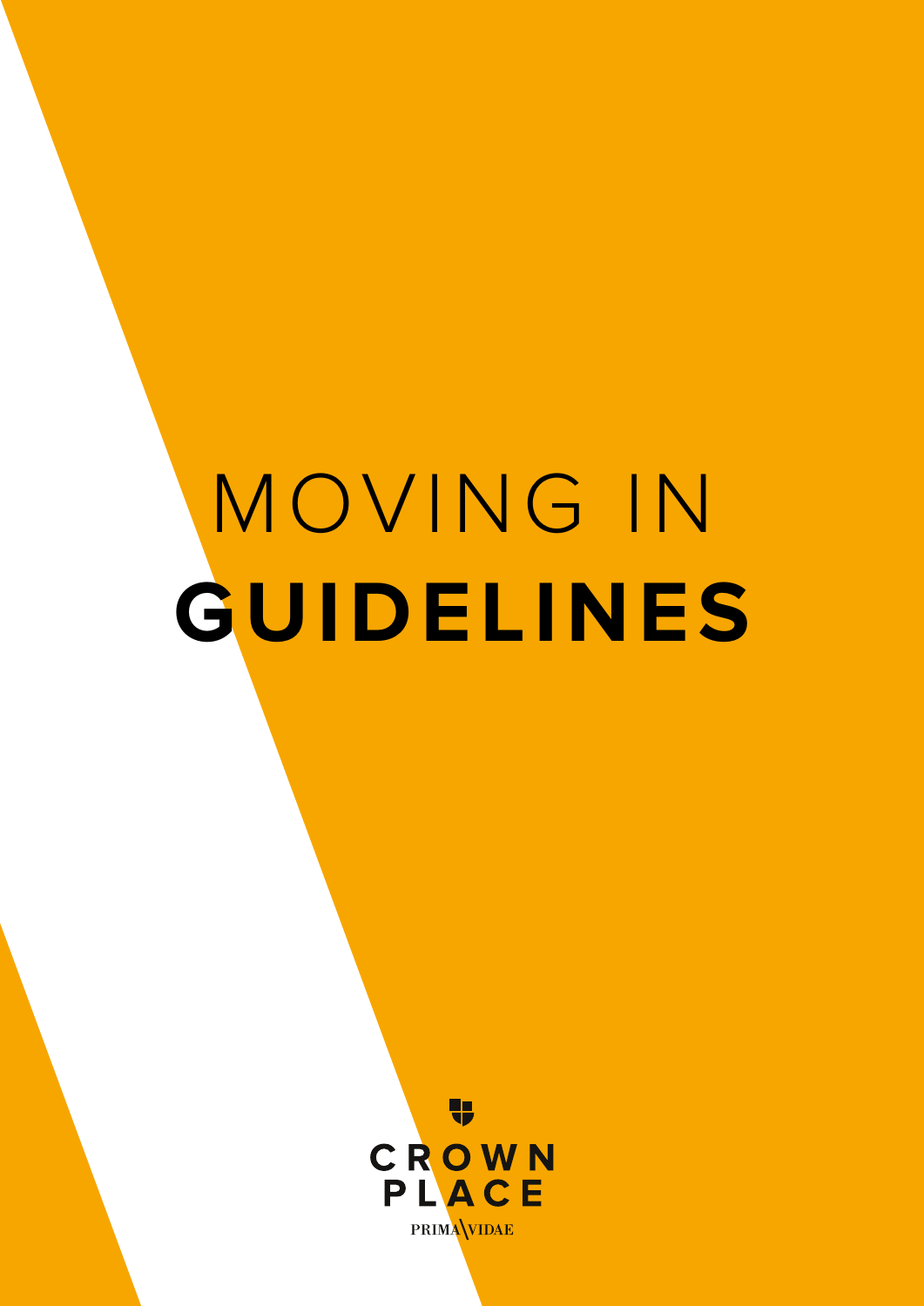# MOVING IN **GUIDELINES**

CROWN PLACE

PRIMA VIDAE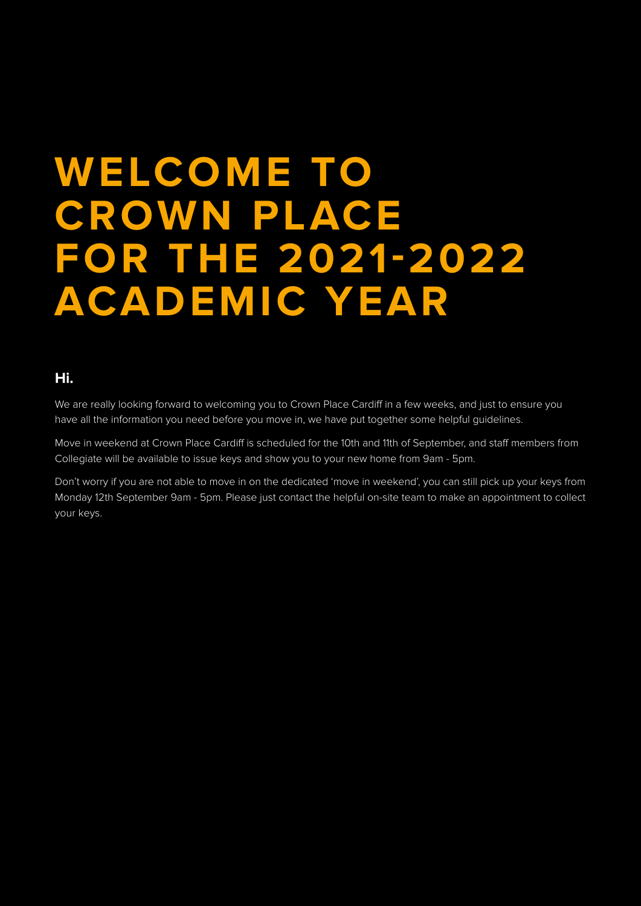# WELCOME TO CROWN PLACE FOR THE 2021-2022 ACADEMIC YEAR

**Hi.**

We are really looking forward to welcoming you to Crown Place Cardiff in a few weeks, and just to ensure you have all the information you need before you move in, we have put together some helpful guidelines.

Move in weekend at Crown Place Cardiff is scheduled for the 10th and 11th of September, and staff members from Collegiate will be available to issue keys and show you to your new home from 9am - 5pm.

Don't worry if you are not able to move in on the dedicated 'move in weekend', you can still pick up your keys from Monday 12th September 9am - 5pm. Please just contact the helpful on-site team to make an appointment to collect your keys.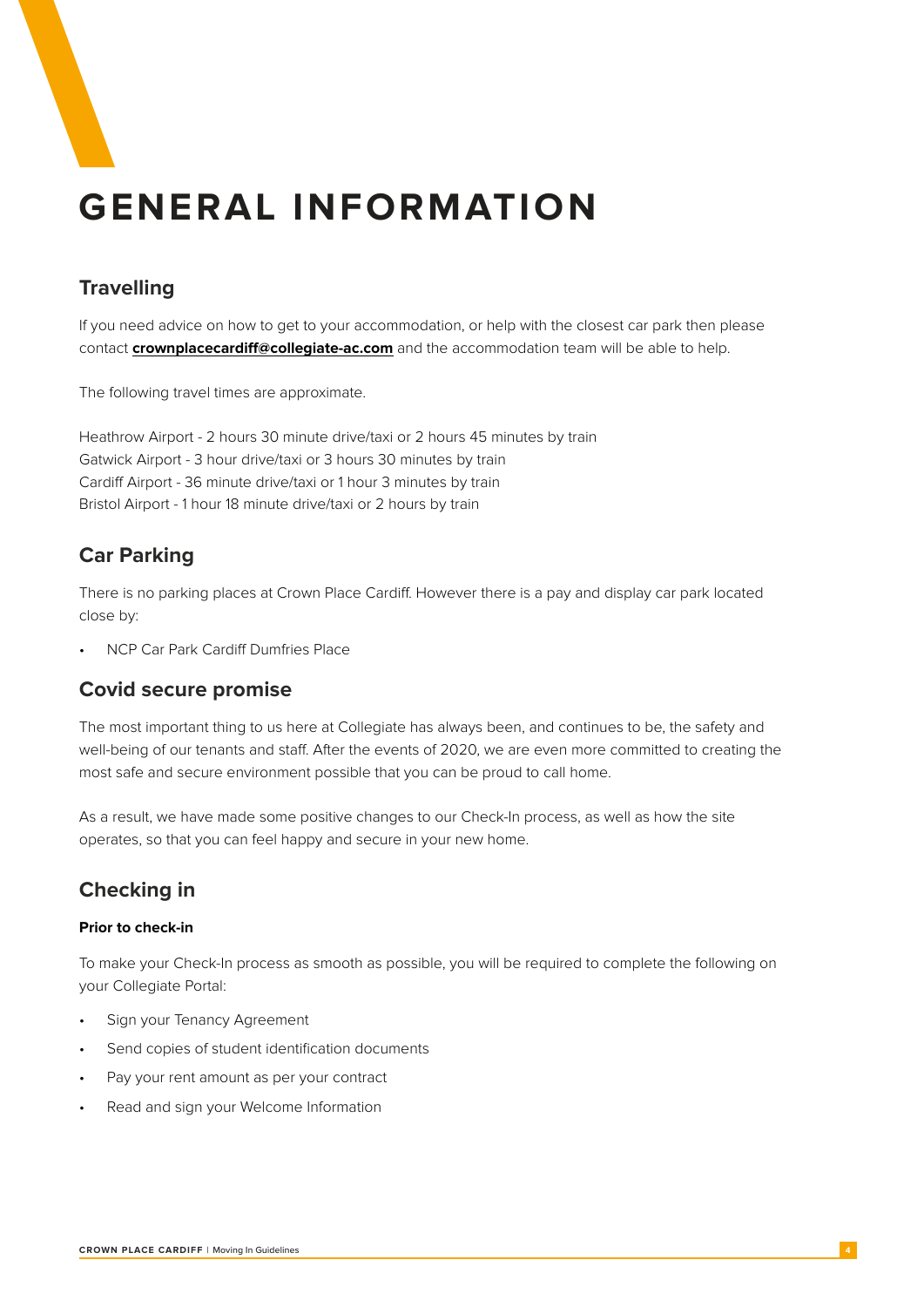# GENERAL INFORMATION

## Travelling

If you need advice on how to get to your accommodation, or help with the closest car park then please contact **crownplacecardiff@collegiate-ac.com** and the accommodation team will be able to help.

The following travel times are approximate.

Heathrow Airport - 2 hours 30 minute drive/taxi or 2 hours 45 minutes by train
Gatwick Airport - 3 hour drive/taxi or 3 hours 30 minutes by train
Cardiff Airport - 36 minute drive/taxi or 1 hour 3 minutes by train
Bristol Airport - 1 hour 18 minute drive/taxi or 2 hours by train

## Car Parking

There is no parking places at Crown Place Cardiff. However there is a pay and display car park located close by:

- NCP Car Park Cardiff Dumfries Place

## Covid secure promise

The most important thing to us here at Collegiate has always been, and continues to be, the safety and well-being of our tenants and staff. After the events of 2020, we are even more committed to creating the most safe and secure environment possible that you can be proud to call home.

As a result, we have made some positive changes to our Check-In process, as well as how the site operates, so that you can feel happy and secure in your new home.

## Checking in

**Prior to check-in**

To make your Check-In process as smooth as possible, you will be required to complete the following on your Collegiate Portal:

- Sign your Tenancy Agreement
- Send copies of student identification documents
- Pay your rent amount as per your contract
- Read and sign your Welcome Information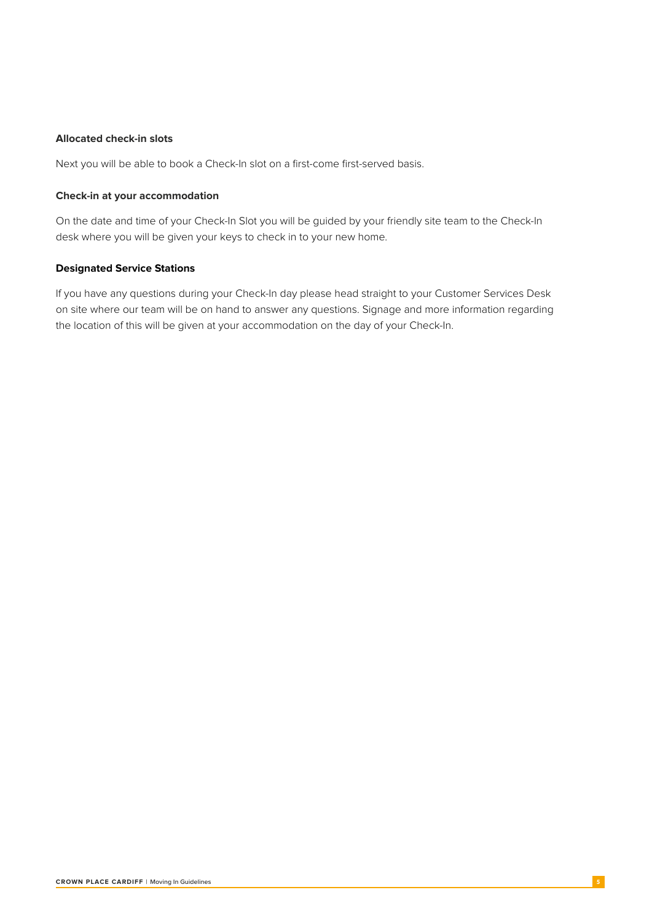**Allocated check-in slots**

Next you will be able to book a Check-In slot on a first-come first-served basis.

**Check-in at your accommodation**

On the date and time of your Check-In Slot you will be guided by your friendly site team to the Check-In desk where you will be given your keys to check in to your new home.

**Designated Service Stations**

If you have any questions during your Check-In day please head straight to your Customer Services Desk on site where our team will be on hand to answer any questions. Signage and more information regarding the location of this will be given at your accommodation on the day of your Check-In.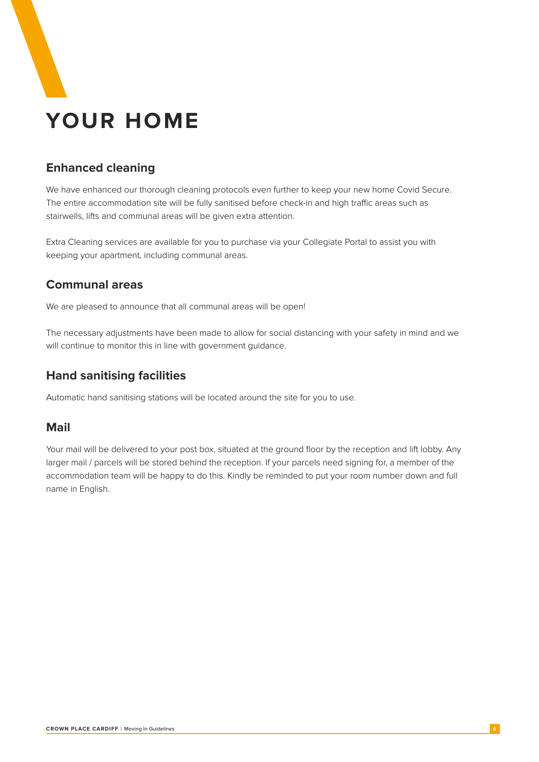# YOUR HOME

## Enhanced cleaning

We have enhanced our thorough cleaning protocols even further to keep your new home Covid Secure. The entire accommodation site will be fully sanitised before check-in and high traffic areas such as stairwells, lifts and communal areas will be given extra attention.

Extra Cleaning services are available for you to purchase via your Collegiate Portal to assist you with keeping your apartment, including communal areas.

## Communal areas

We are pleased to announce that all communal areas will be open!

The necessary adjustments have been made to allow for social distancing with your safety in mind and we will continue to monitor this in line with government guidance.

## Hand sanitising facilities

Automatic hand sanitising stations will be located around the site for you to use.

## Mail

Your mail will be delivered to your post box, situated at the ground floor by the reception and lift lobby. Any larger mail / parcels will be stored behind the reception. If your parcels need signing for, a member of the accommodation team will be happy to do this. Kindly be reminded to put your room number down and full name in English.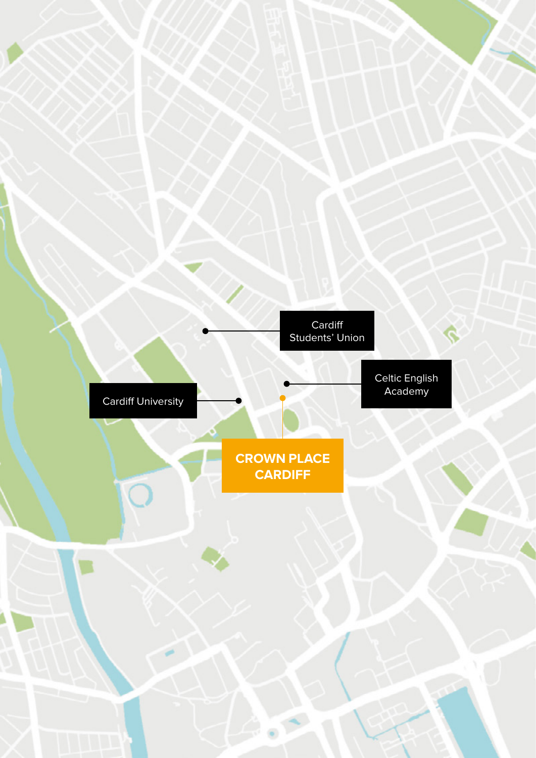Cardiff Students' Union

Celtic English Academy

Cardiff University

**CROWN PLACE CARDIFF**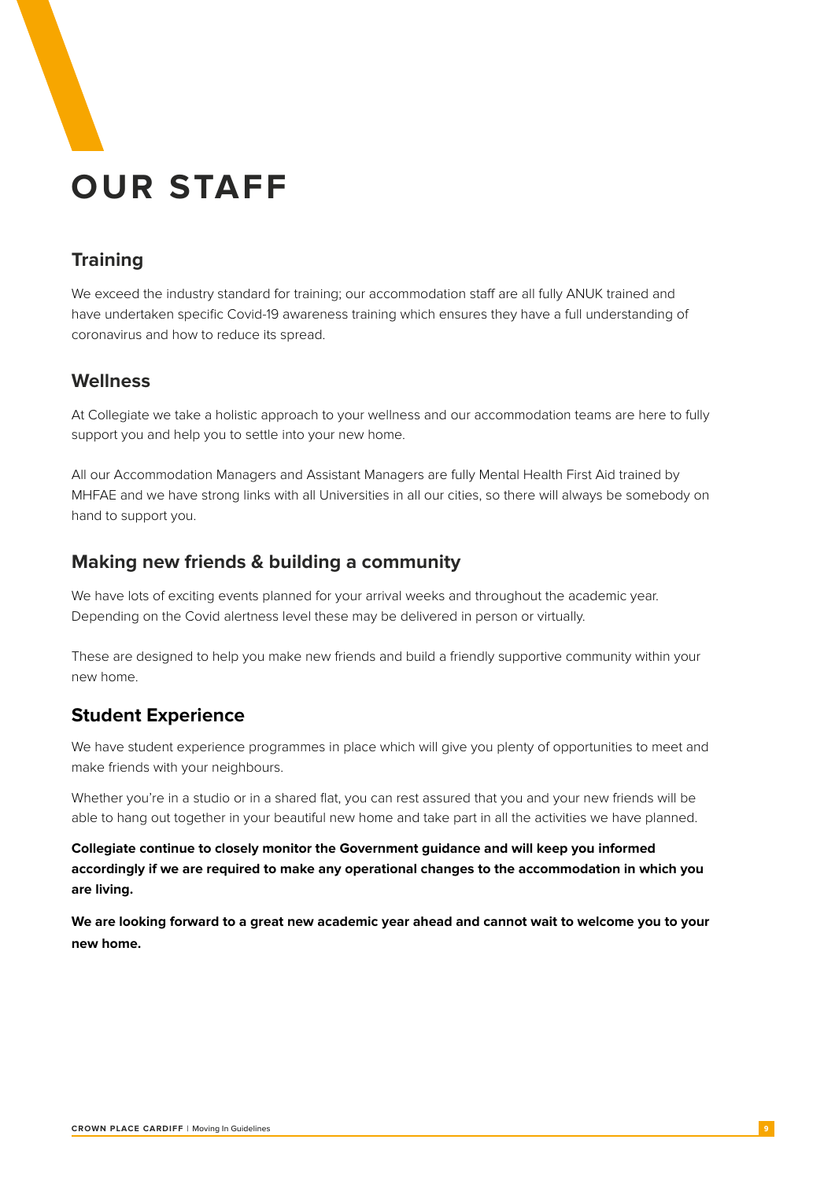# OUR STAFF

## Training

We exceed the industry standard for training; our accommodation staff are all fully ANUK trained and have undertaken specific Covid-19 awareness training which ensures they have a full understanding of coronavirus and how to reduce its spread.

## Wellness

At Collegiate we take a holistic approach to your wellness and our accommodation teams are here to fully support you and help you to settle into your new home.

All our Accommodation Managers and Assistant Managers are fully Mental Health First Aid trained by MHFAE and we have strong links with all Universities in all our cities, so there will always be somebody on hand to support you.

## Making new friends & building a community

We have lots of exciting events planned for your arrival weeks and throughout the academic year. Depending on the Covid alertness level these may be delivered in person or virtually.

These are designed to help you make new friends and build a friendly supportive community within your new home.

## Student Experience

We have student experience programmes in place which will give you plenty of opportunities to meet and make friends with your neighbours.

Whether you're in a studio or in a shared flat, you can rest assured that you and your new friends will be able to hang out together in your beautiful new home and take part in all the activities we have planned.

**Collegiate continue to closely monitor the Government guidance and will keep you informed accordingly if we are required to make any operational changes to the accommodation in which you are living.**

**We are looking forward to a great new academic year ahead and cannot wait to welcome you to your new home.**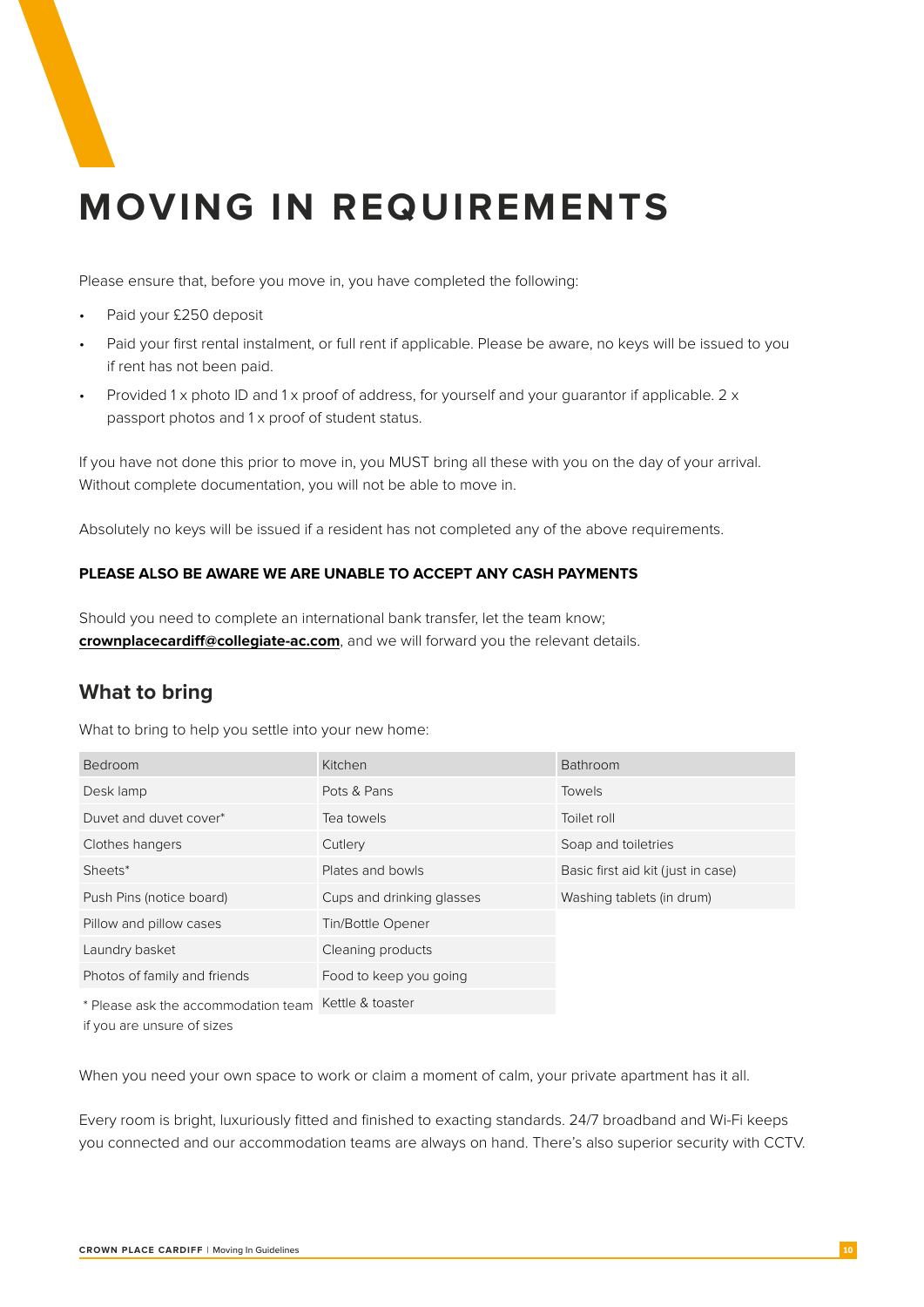# MOVING IN REQUIREMENTS

Please ensure that, before you move in, you have completed the following:

- Paid your £250 deposit
- Paid your first rental instalment, or full rent if applicable. Please be aware, no keys will be issued to you if rent has not been paid.
- Provided 1 x photo ID and 1 x proof of address, for yourself and your guarantor if applicable. 2 x passport photos and 1 x proof of student status.

If you have not done this prior to move in, you MUST bring all these with you on the day of your arrival. Without complete documentation, you will not be able to move in.

Absolutely no keys will be issued if a resident has not completed any of the above requirements.

**PLEASE ALSO BE AWARE WE ARE UNABLE TO ACCEPT ANY CASH PAYMENTS**

Should you need to complete an international bank transfer, let the team know; **crownplacecardiff@collegiate-ac.com**, and we will forward you the relevant details.

## What to bring

What to bring to help you settle into your new home:

| Bedroom | Kitchen | Bathroom |
|---|---|---|
| Desk lamp | Pots & Pans | Towels |
| Duvet and duvet cover* | Tea towels | Toilet roll |
| Clothes hangers | Cutlery | Soap and toiletries |
| Sheets* | Plates and bowls | Basic first aid kit (just in case) |
| Push Pins (notice board) | Cups and drinking glasses | Washing tablets (in drum) |
| Pillow and pillow cases | Tin/Bottle Opener | |
| Laundry basket | Cleaning products | |
| Photos of family and friends | Food to keep you going | |
| * Please ask the accommodation team if you are unsure of sizes | Kettle & toaster | |

When you need your own space to work or claim a moment of calm, your private apartment has it all.

Every room is bright, luxuriously fitted and finished to exacting standards. 24/7 broadband and Wi-Fi keeps you connected and our accommodation teams are always on hand. There's also superior security with CCTV.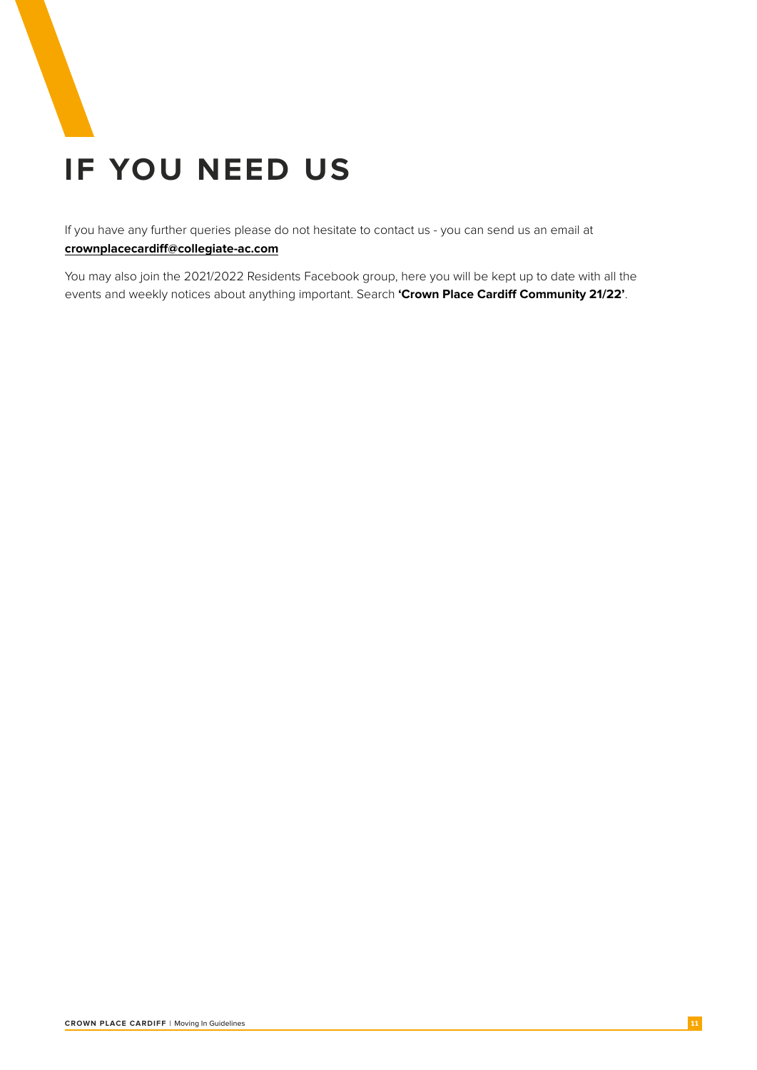# IF YOU NEED US

If you have any further queries please do not hesitate to contact us - you can send us an email at **crownplacecardiff@collegiate-ac.com**

You may also join the 2021/2022 Residents Facebook group, here you will be kept up to date with all the events and weekly notices about anything important. Search **'Crown Place Cardiff Community 21/22'**.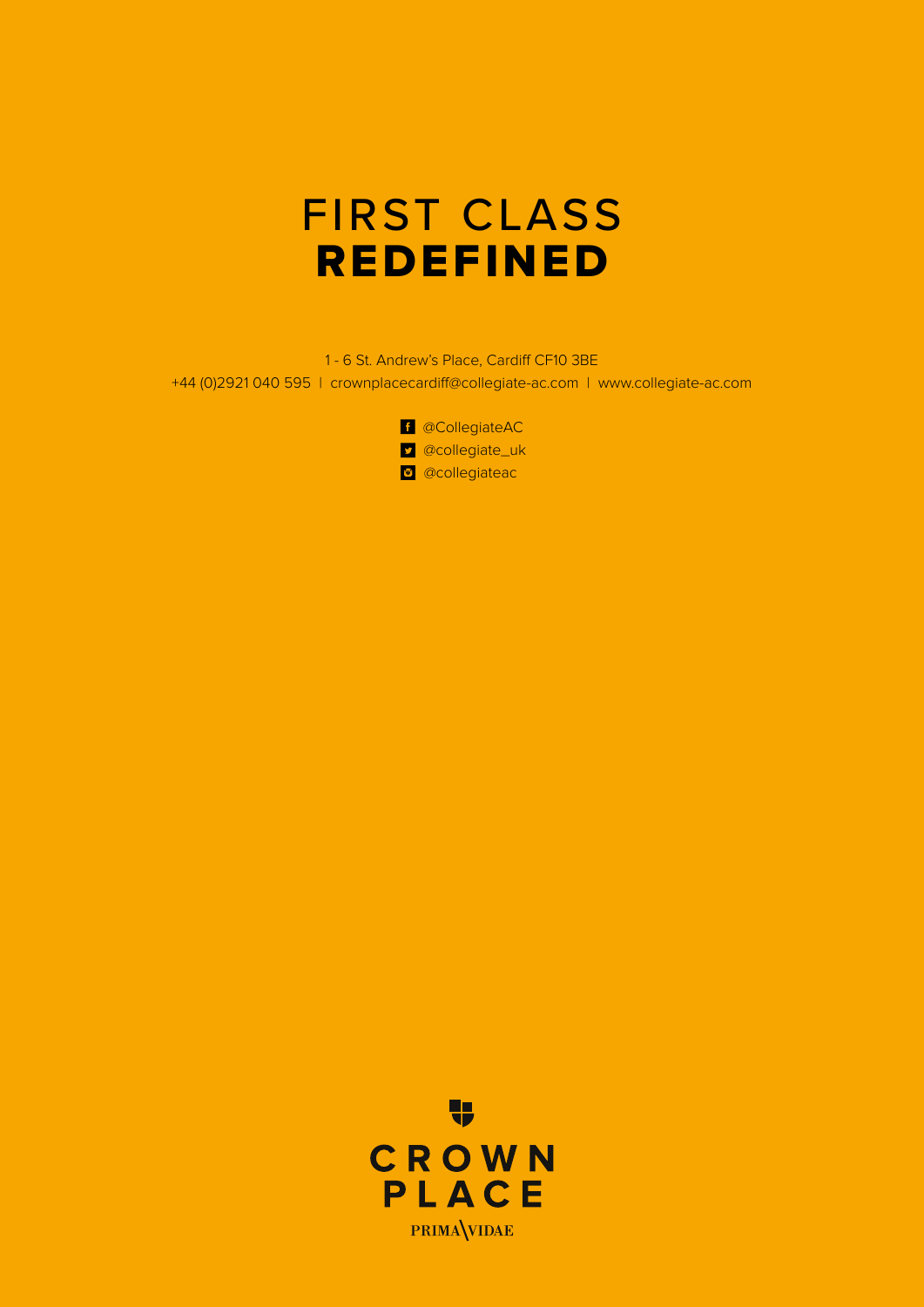# FIRST CLASS **REDEFINED**

1 - 6 St. Andrew's Place, Cardiff CF10 3BE

+44 (0)2921 040 595 | crownplacecardiff@collegiate-ac.com | www.collegiate-ac.com

@CollegiateAC

@collegiate_uk

@collegiateac

**CROWN PLACE**

PRIMA\VIDAE